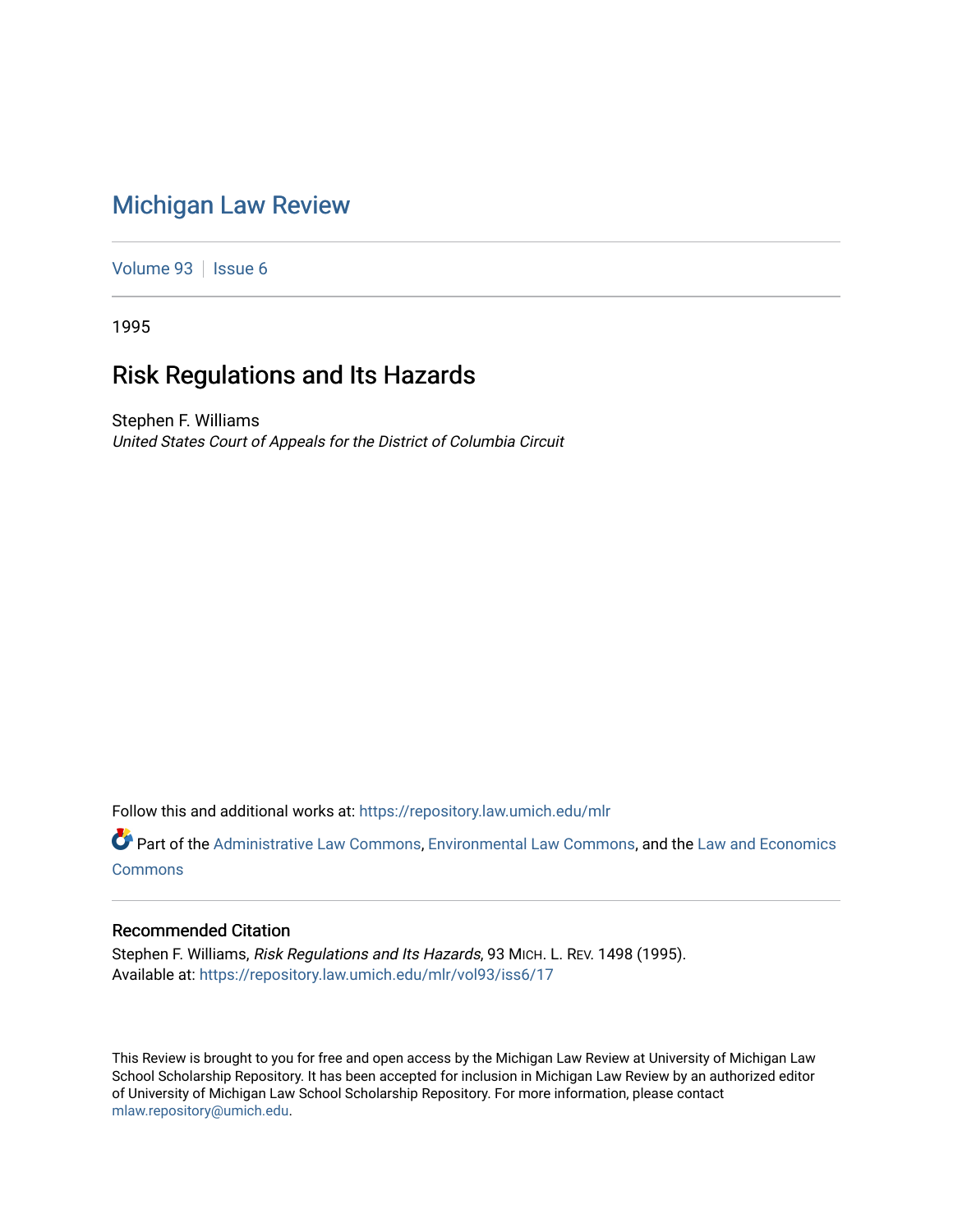# Michigan Law Review

Volume 93 | Issue 6

1995

## Risk Regulations and Its Hazards

Stephen F. Williams
*United States Court of Appeals for the District of Columbia Circuit*

Follow this and additional works at: https://repository.law.umich.edu/mlr

Part of the Administrative Law Commons, Environmental Law Commons, and the Law and Economics Commons

### Recommended Citation

Stephen F. Williams, *Risk Regulations and Its Hazards*, 93 MICH. L. REV. 1498 (1995).
Available at: https://repository.law.umich.edu/mlr/vol93/iss6/17

This Review is brought to you for free and open access by the Michigan Law Review at University of Michigan Law School Scholarship Repository. It has been accepted for inclusion in Michigan Law Review by an authorized editor of University of Michigan Law School Scholarship Repository. For more information, please contact mlaw.repository@umich.edu.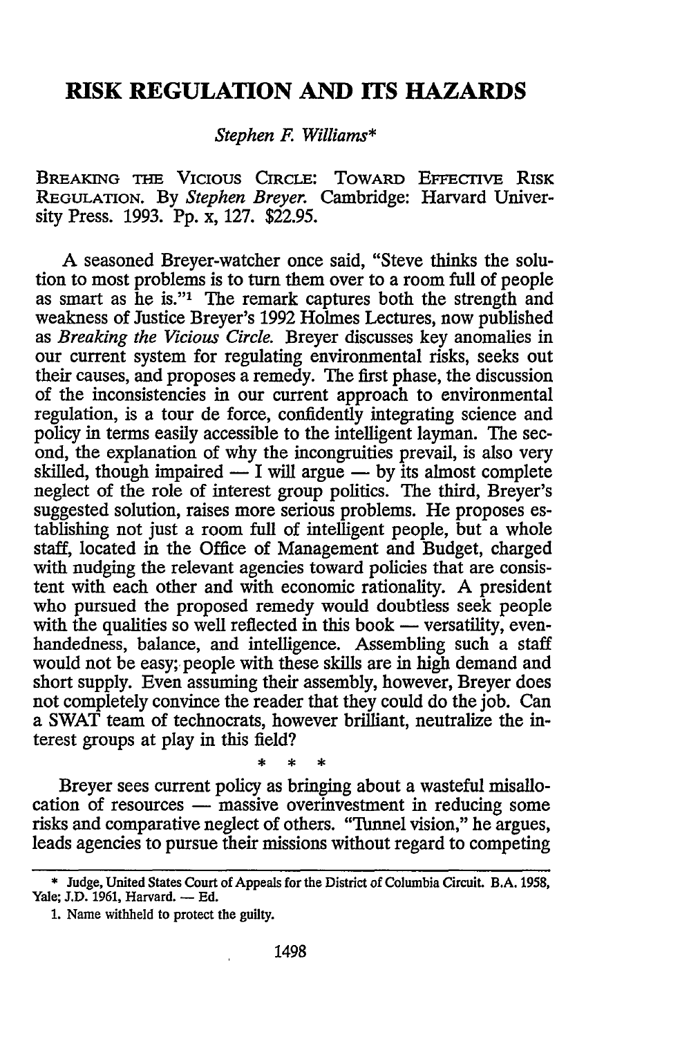# RISK REGULATION AND ITS HAZARDS

*Stephen F. Williams**

BREAKING THE VICIOUS CIRCLE: TOWARD EFFECTIVE RISK REGULATION. By *Stephen Breyer*. Cambridge: Harvard University Press. 1993. Pp. x, 127. $22.95.

A seasoned Breyer-watcher once said, "Steve thinks the solution to most problems is to turn them over to a room full of people as smart as he is."[1] The remark captures both the strength and weakness of Justice Breyer's 1992 Holmes Lectures, now published as *Breaking the Vicious Circle*. Breyer discusses key anomalies in our current system for regulating environmental risks, seeks out their causes, and proposes a remedy. The first phase, the discussion of the inconsistencies in our current approach to environmental regulation, is a tour de force, confidently integrating science and policy in terms easily accessible to the intelligent layman. The second, the explanation of why the incongruities prevail, is also very skilled, though impaired — I will argue — by its almost complete neglect of the role of interest group politics. The third, Breyer's suggested solution, raises more serious problems. He proposes establishing not just a room full of intelligent people, but a whole staff, located in the Office of Management and Budget, charged with nudging the relevant agencies toward policies that are consistent with each other and with economic rationality. A president who pursued the proposed remedy would doubtless seek people with the qualities so well reflected in this book — versatility, even-handedness, balance, and intelligence. Assembling such a staff would not be easy; people with these skills are in high demand and short supply. Even assuming their assembly, however, Breyer does not completely convince the reader that they could do the job. Can a SWAT team of technocrats, however brilliant, neutralize the interest groups at play in this field?

\* \* \*

Breyer sees current policy as bringing about a wasteful misallocation of resources — massive overinvestment in reducing some risks and comparative neglect of others. "Tunnel vision," he argues, leads agencies to pursue their missions without regard to competing

---

\* Judge, United States Court of Appeals for the District of Columbia Circuit. B.A. 1958, Yale; J.D. 1961, Harvard. — Ed.

1. Name withheld to protect the guilty.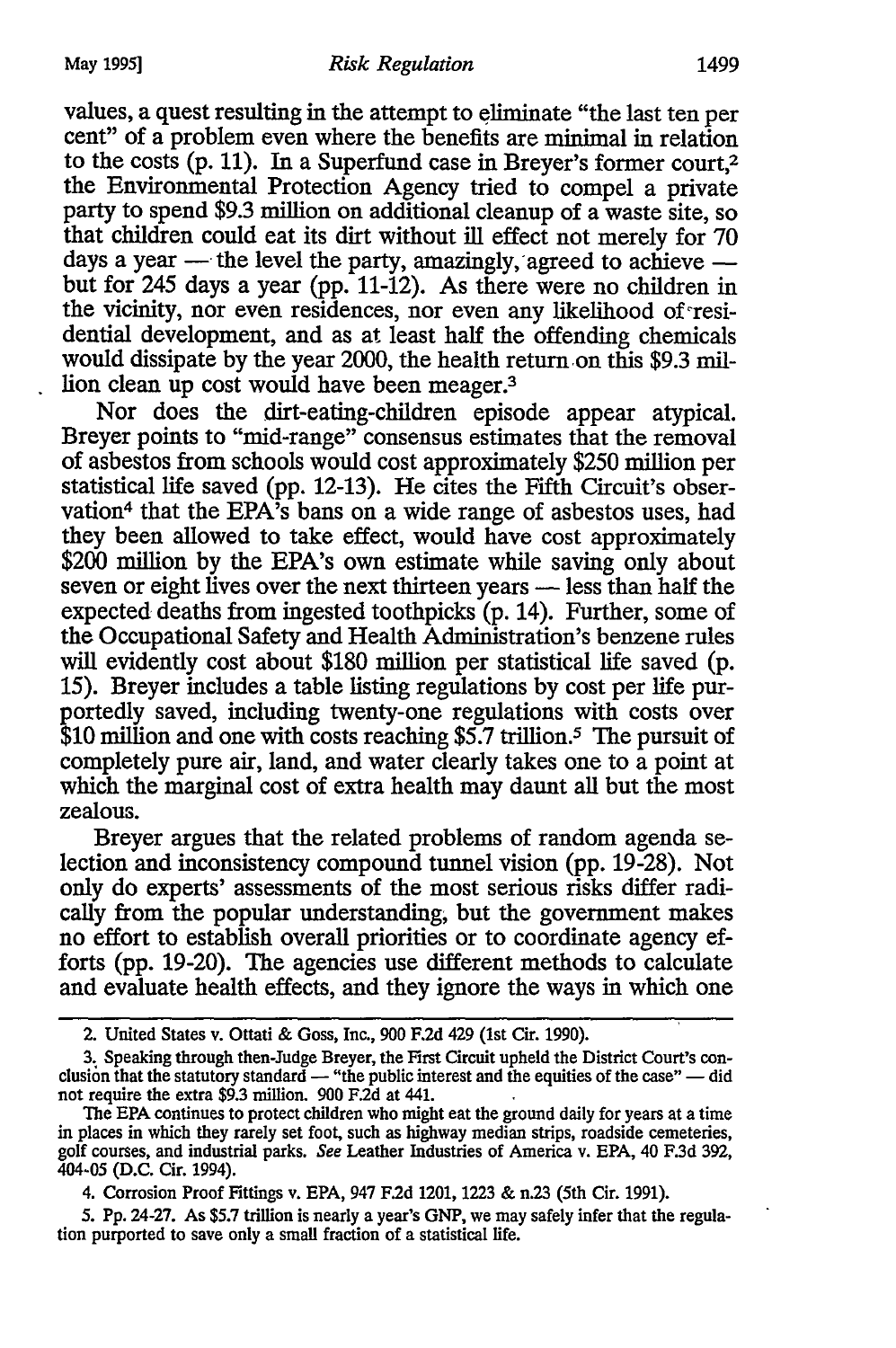values, a quest resulting in the attempt to eliminate "the last ten per cent" of a problem even where the benefits are minimal in relation to the costs (p. 11). In a Superfund case in Breyer's former court,[2] the Environmental Protection Agency tried to compel a private party to spend $9.3 million on additional cleanup of a waste site, so that children could eat its dirt without ill effect not merely for 70 days a year — the level the party, amazingly, agreed to achieve — but for 245 days a year (pp. 11-12). As there were no children in the vicinity, nor even residences, nor even any likelihood of residential development, and as at least half the offending chemicals would dissipate by the year 2000, the health return on this $9.3 million clean up cost would have been meager.[3]

Nor does the dirt-eating-children episode appear atypical. Breyer points to "mid-range" consensus estimates that the removal of asbestos from schools would cost approximately $250 million per statistical life saved (pp. 12-13). He cites the Fifth Circuit's observation[4] that the EPA's bans on a wide range of asbestos uses, had they been allowed to take effect, would have cost approximately $200 million by the EPA's own estimate while saving only about seven or eight lives over the next thirteen years — less than half the expected deaths from ingested toothpicks (p. 14). Further, some of the Occupational Safety and Health Administration's benzene rules will evidently cost about $180 million per statistical life saved (p. 15). Breyer includes a table listing regulations by cost per life purportedly saved, including twenty-one regulations with costs over $10 million and one with costs reaching $5.7 trillion.[5] The pursuit of completely pure air, land, and water clearly takes one to a point at which the marginal cost of extra health may daunt all but the most zealous.

Breyer argues that the related problems of random agenda selection and inconsistency compound tunnel vision (pp. 19-28). Not only do experts' assessments of the most serious risks differ radically from the popular understanding, but the government makes no effort to establish overall priorities or to coordinate agency efforts (pp. 19-20). The agencies use different methods to calculate and evaluate health effects, and they ignore the ways in which one

---

2. United States v. Ottati & Goss, Inc., 900 F.2d 429 (1st Cir. 1990).

3. Speaking through then-Judge Breyer, the First Circuit upheld the District Court's conclusion that the statutory standard — "the public interest and the equities of the case" — did not require the extra $9.3 million. 900 F.2d at 441.

The EPA continues to protect children who might eat the ground daily for years at a time in places in which they rarely set foot, such as highway median strips, roadside cemeteries, golf courses, and industrial parks. *See* Leather Industries of America v. EPA, 40 F.3d 392, 404-05 (D.C. Cir. 1994).

4. Corrosion Proof Fittings v. EPA, 947 F.2d 1201, 1223 & n.23 (5th Cir. 1991).

5. Pp. 24-27. As $5.7 trillion is nearly a year's GNP, we may safely infer that the regulation purported to save only a small fraction of a statistical life.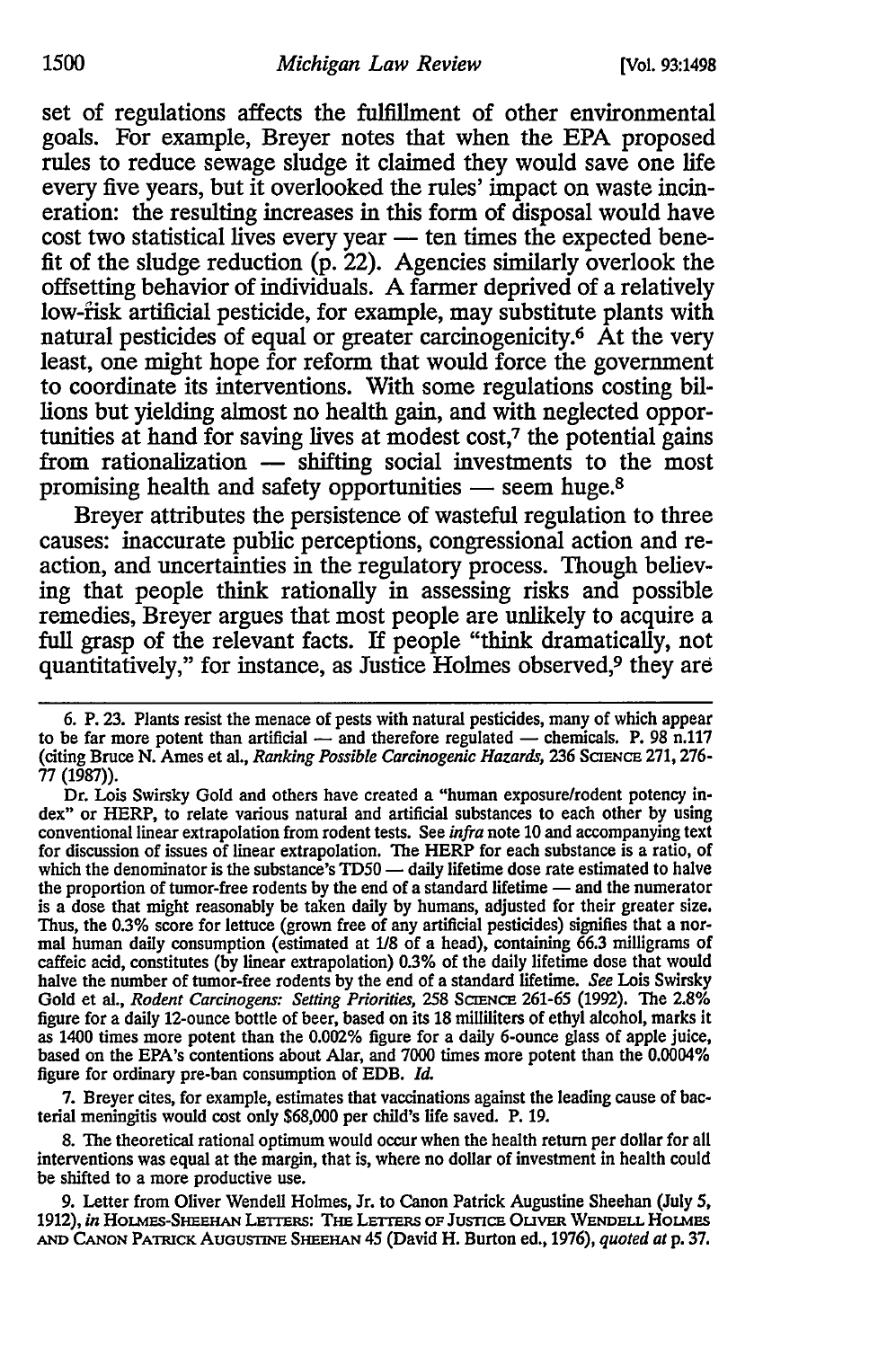set of regulations affects the fulfillment of other environmental goals. For example, Breyer notes that when the EPA proposed rules to reduce sewage sludge it claimed they would save one life every five years, but it overlooked the rules' impact on waste incineration: the resulting increases in this form of disposal would have cost two statistical lives every year — ten times the expected benefit of the sludge reduction (p. 22). Agencies similarly overlook the offsetting behavior of individuals. A farmer deprived of a relatively low-risk artificial pesticide, for example, may substitute plants with natural pesticides of equal or greater carcinogenicity.[6] At the very least, one might hope for reform that would force the government to coordinate its interventions. With some regulations costing billions but yielding almost no health gain, and with neglected opportunities at hand for saving lives at modest cost,[7] the potential gains from rationalization — shifting social investments to the most promising health and safety opportunities — seem huge.[8]

Breyer attributes the persistence of wasteful regulation to three causes: inaccurate public perceptions, congressional action and reaction, and uncertainties in the regulatory process. Though believing that people think rationally in assessing risks and possible remedies, Breyer argues that most people are unlikely to acquire a full grasp of the relevant facts. If people "think dramatically, not quantitatively," for instance, as Justice Holmes observed,[9] they are

---

6. P. 23. Plants resist the menace of pests with natural pesticides, many of which appear to be far more potent than artificial — and therefore regulated — chemicals. P. 98 n.117 (citing Bruce N. Ames et al., *Ranking Possible Carcinogenic Hazards*, 236 SCIENCE 271, 276-77 (1987)).

Dr. Lois Swirsky Gold and others have created a "human exposure/rodent potency index" or HERP, to relate various natural and artificial substances to each other by using conventional linear extrapolation from rodent tests. See *infra* note 10 and accompanying text for discussion of issues of linear extrapolation. The HERP for each substance is a ratio, of which the denominator is the substance's TD50 — daily lifetime dose rate estimated to halve the proportion of tumor-free rodents by the end of a standard lifetime — and the numerator is a dose that might reasonably be taken daily by humans, adjusted for their greater size. Thus, the 0.3% score for lettuce (grown free of any artificial pesticides) signifies that a normal human daily consumption (estimated at 1/8 of a head), containing 66.3 milligrams of caffeic acid, constitutes (by linear extrapolation) 0.3% of the daily lifetime dose that would halve the number of tumor-free rodents by the end of a standard lifetime. *See* Lois Swirsky Gold et al., *Rodent Carcinogens: Setting Priorities*, 258 SCIENCE 261-65 (1992). The 2.8% figure for a daily 12-ounce bottle of beer, based on its 18 milliliters of ethyl alcohol, marks it as 1400 times more potent than the 0.002% figure for a daily 6-ounce glass of apple juice, based on the EPA's contentions about Alar, and 7000 times more potent than the 0.0004% figure for ordinary pre-ban consumption of EDB. *Id.*

7. Breyer cites, for example, estimates that vaccinations against the leading cause of bacterial meningitis would cost only $68,000 per child's life saved. P. 19.

8. The theoretical rational optimum would occur when the health return per dollar for all interventions was equal at the margin, that is, where no dollar of investment in health could be shifted to a more productive use.

9. Letter from Oliver Wendell Holmes, Jr. to Canon Patrick Augustine Sheehan (July 5, 1912), *in* HOLMES-SHEEHAN LETTERS: THE LETTERS OF JUSTICE OLIVER WENDELL HOLMES AND CANON PATRICK AUGUSTINE SHEEHAN 45 (David H. Burton ed., 1976), *quoted at* p. 37.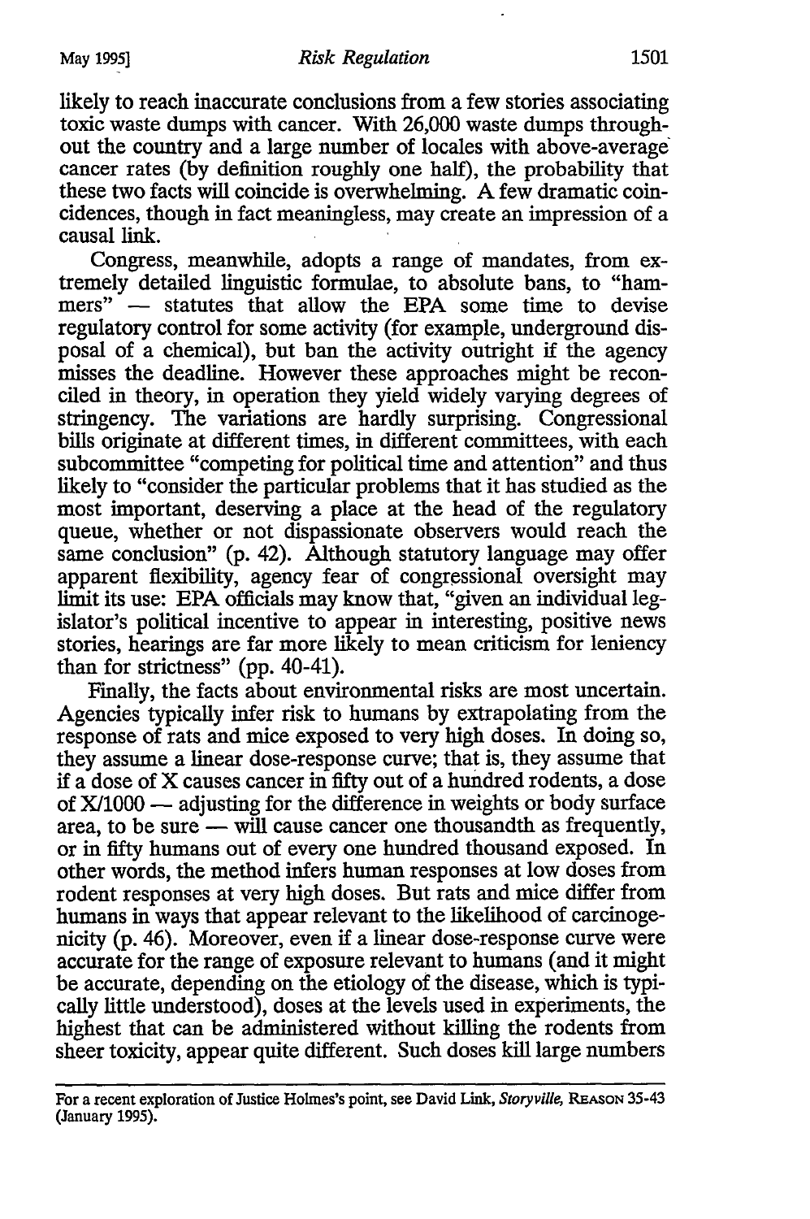likely to reach inaccurate conclusions from a few stories associating toxic waste dumps with cancer. With 26,000 waste dumps throughout the country and a large number of locales with above-average cancer rates (by definition roughly one half), the probability that these two facts will coincide is overwhelming. A few dramatic coincidences, though in fact meaningless, may create an impression of a causal link.

Congress, meanwhile, adopts a range of mandates, from extremely detailed linguistic formulae, to absolute bans, to "hammers" — statutes that allow the EPA some time to devise regulatory control for some activity (for example, underground disposal of a chemical), but ban the activity outright if the agency misses the deadline. However these approaches might be reconciled in theory, in operation they yield widely varying degrees of stringency. The variations are hardly surprising. Congressional bills originate at different times, in different committees, with each subcommittee "competing for political time and attention" and thus likely to "consider the particular problems that it has studied as the most important, deserving a place at the head of the regulatory queue, whether or not dispassionate observers would reach the same conclusion" (p. 42). Although statutory language may offer apparent flexibility, agency fear of congressional oversight may limit its use: EPA officials may know that, "given an individual legislator's political incentive to appear in interesting, positive news stories, hearings are far more likely to mean criticism for leniency than for strictness" (pp. 40-41).

Finally, the facts about environmental risks are most uncertain. Agencies typically infer risk to humans by extrapolating from the response of rats and mice exposed to very high doses. In doing so, they assume a linear dose-response curve; that is, they assume that if a dose of X causes cancer in fifty out of a hundred rodents, a dose of X/1000 — adjusting for the difference in weights or body surface area, to be sure — will cause cancer one thousandth as frequently, or in fifty humans out of every one hundred thousand exposed. In other words, the method infers human responses at low doses from rodent responses at very high doses. But rats and mice differ from humans in ways that appear relevant to the likelihood of carcinogenicity (p. 46). Moreover, even if a linear dose-response curve were accurate for the range of exposure relevant to humans (and it might be accurate, depending on the etiology of the disease, which is typically little understood), doses at the levels used in experiments, the highest that can be administered without killing the rodents from sheer toxicity, appear quite different. Such doses kill large numbers

---

For a recent exploration of Justice Holmes's point, see David Link, *Storyville*, REASON 35-43 (January 1995).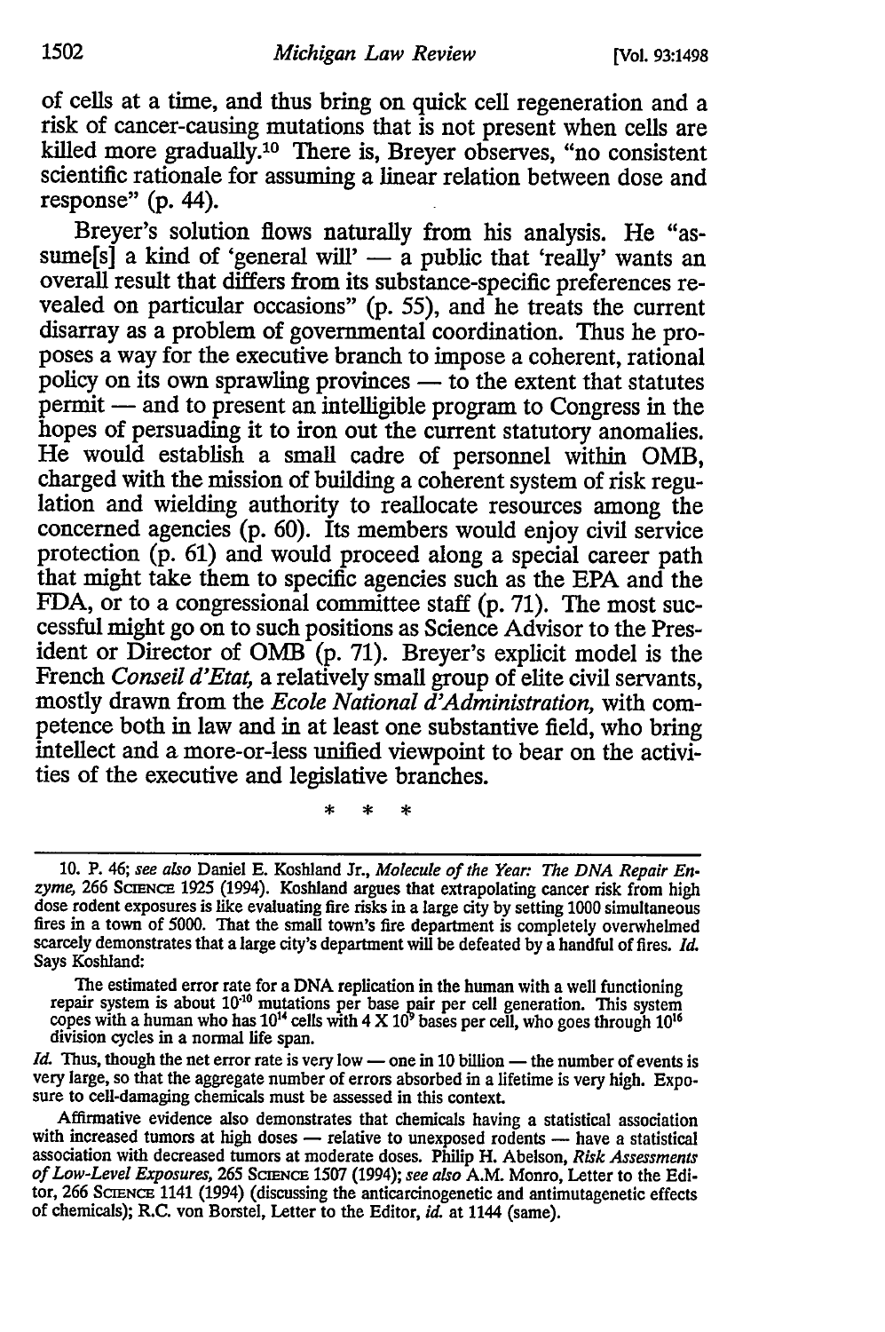of cells at a time, and thus bring on quick cell regeneration and a risk of cancer-causing mutations that is not present when cells are killed more gradually.[10] There is, Breyer observes, "no consistent scientific rationale for assuming a linear relation between dose and response" (p. 44).

Breyer's solution flows naturally from his analysis. He "assume[s] a kind of 'general will' — a public that 'really' wants an overall result that differs from its substance-specific preferences revealed on particular occasions" (p. 55), and he treats the current disarray as a problem of governmental coordination. Thus he proposes a way for the executive branch to impose a coherent, rational policy on its own sprawling provinces — to the extent that statutes permit — and to present an intelligible program to Congress in the hopes of persuading it to iron out the current statutory anomalies. He would establish a small cadre of personnel within OMB, charged with the mission of building a coherent system of risk regulation and wielding authority to reallocate resources among the concerned agencies (p. 60). Its members would enjoy civil service protection (p. 61) and would proceed along a special career path that might take them to specific agencies such as the EPA and the FDA, or to a congressional committee staff (p. 71). The most successful might go on to such positions as Science Advisor to the President or Director of OMB (p. 71). Breyer's explicit model is the French *Conseil d'Etat,* a relatively small group of elite civil servants, mostly drawn from the *Ecole National d'Administration,* with competence both in law and in at least one substantive field, who bring intellect and a more-or-less unified viewpoint to bear on the activities of the executive and legislative branches.

\* \* \*

---

10. P. 46; *see also* Daniel E. Koshland Jr., *Molecule of the Year: The DNA Repair Enzyme,* 266 SCIENCE 1925 (1994). Koshland argues that extrapolating cancer risk from high dose rodent exposures is like evaluating fire risks in a large city by setting 1000 simultaneous fires in a town of 5000. That the small town's fire department is completely overwhelmed scarcely demonstrates that a large city's department will be defeated by a handful of fires. *Id.* Says Koshland:

> The estimated error rate for a DNA replication in the human with a well functioning repair system is about $10^{-10}$ mutations per base pair per cell generation. This system copes with a human who has $10^{14}$ cells with $4 \times 10^9$ bases per cell, who goes through $10^{16}$ division cycles in a normal life span.

*Id.* Thus, though the net error rate is very low — one in 10 billion — the number of events is very large, so that the aggregate number of errors absorbed in a lifetime is very high. Exposure to cell-damaging chemicals must be assessed in this context.

Affirmative evidence also demonstrates that chemicals having a statistical association with increased tumors at high doses — relative to unexposed rodents — have a statistical association with decreased tumors at moderate doses. Philip H. Abelson, *Risk Assessments of Low-Level Exposures,* 265 SCIENCE 1507 (1994); *see also* A.M. Monro, Letter to the Editor, 266 SCIENCE 1141 (1994) (discussing the anticarcinogenetic and antimutagenetic effects of chemicals); R.C. von Borstel, Letter to the Editor, *id.* at 1144 (same).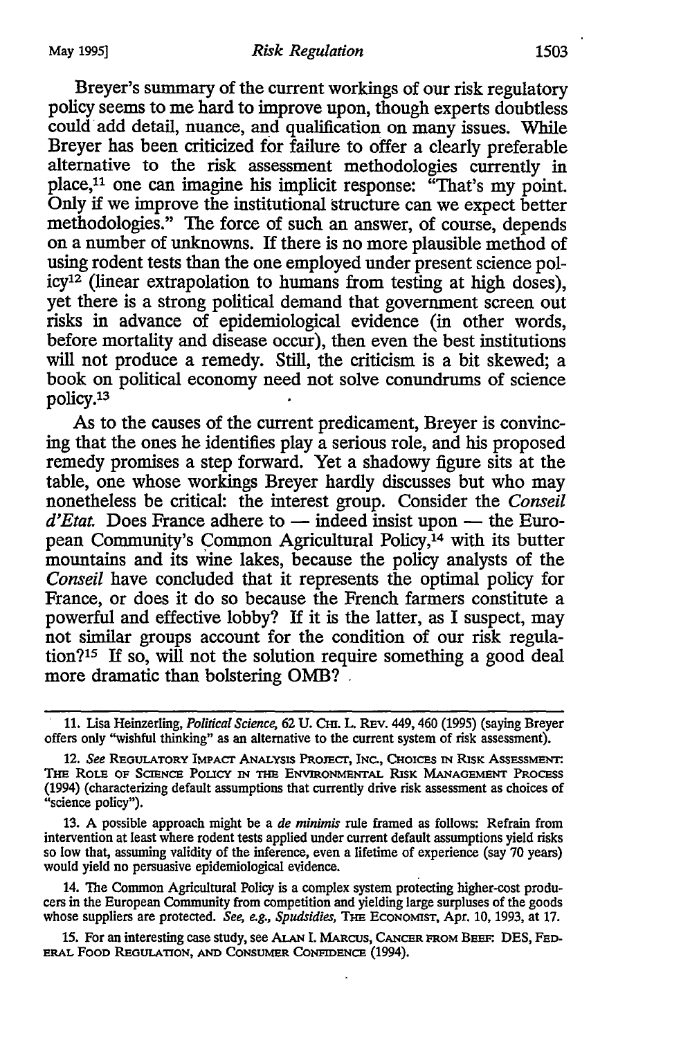Breyer's summary of the current workings of our risk regulatory policy seems to me hard to improve upon, though experts doubtless could add detail, nuance, and qualification on many issues. While Breyer has been criticized for failure to offer a clearly preferable alternative to the risk assessment methodologies currently in place,[11] one can imagine his implicit response: "That's my point. Only if we improve the institutional structure can we expect better methodologies." The force of such an answer, of course, depends on a number of unknowns. If there is no more plausible method of using rodent tests than the one employed under present science policy[12] (linear extrapolation to humans from testing at high doses), yet there is a strong political demand that government screen out risks in advance of epidemiological evidence (in other words, before mortality and disease occur), then even the best institutions will not produce a remedy. Still, the criticism is a bit skewed; a book on political economy need not solve conundrums of science policy.[13]

As to the causes of the current predicament, Breyer is convincing that the ones he identifies play a serious role, and his proposed remedy promises a step forward. Yet a shadowy figure sits at the table, one whose workings Breyer hardly discusses but who may nonetheless be critical: the interest group. Consider the *Conseil d'Etat.* Does France adhere to — indeed insist upon — the European Community's Common Agricultural Policy,[14] with its butter mountains and its wine lakes, because the policy analysts of the *Conseil* have concluded that it represents the optimal policy for France, or does it do so because the French farmers constitute a powerful and effective lobby? If it is the latter, as I suspect, may not similar groups account for the condition of our risk regulation?[15] If so, will not the solution require something a good deal more dramatic than bolstering OMB?

---

11. Lisa Heinzerling, *Political Science*, 62 U. CHI. L. REV. 449, 460 (1995) (saying Breyer offers only "wishful thinking" as an alternative to the current system of risk assessment).

12. *See* REGULATORY IMPACT ANALYSIS PROJECT, INC., CHOICES IN RISK ASSESSMENT: THE ROLE OF SCIENCE POLICY IN THE ENVIRONMENTAL RISK MANAGEMENT PROCESS (1994) (characterizing default assumptions that currently drive risk assessment as choices of "science policy").

13. A possible approach might be a *de minimis* rule framed as follows: Refrain from intervention at least where rodent tests applied under current default assumptions yield risks so low that, assuming validity of the inference, even a lifetime of experience (say 70 years) would yield no persuasive epidemiological evidence.

14. The Common Agricultural Policy is a complex system protecting higher-cost producers in the European Community from competition and yielding large surpluses of the goods whose suppliers are protected. *See, e.g., Spudsidies*, THE ECONOMIST, Apr. 10, 1993, at 17.

15. For an interesting case study, see ALAN I. MARCUS, CANCER FROM BEEF: DES, FEDERAL FOOD REGULATION, AND CONSUMER CONFIDENCE (1994).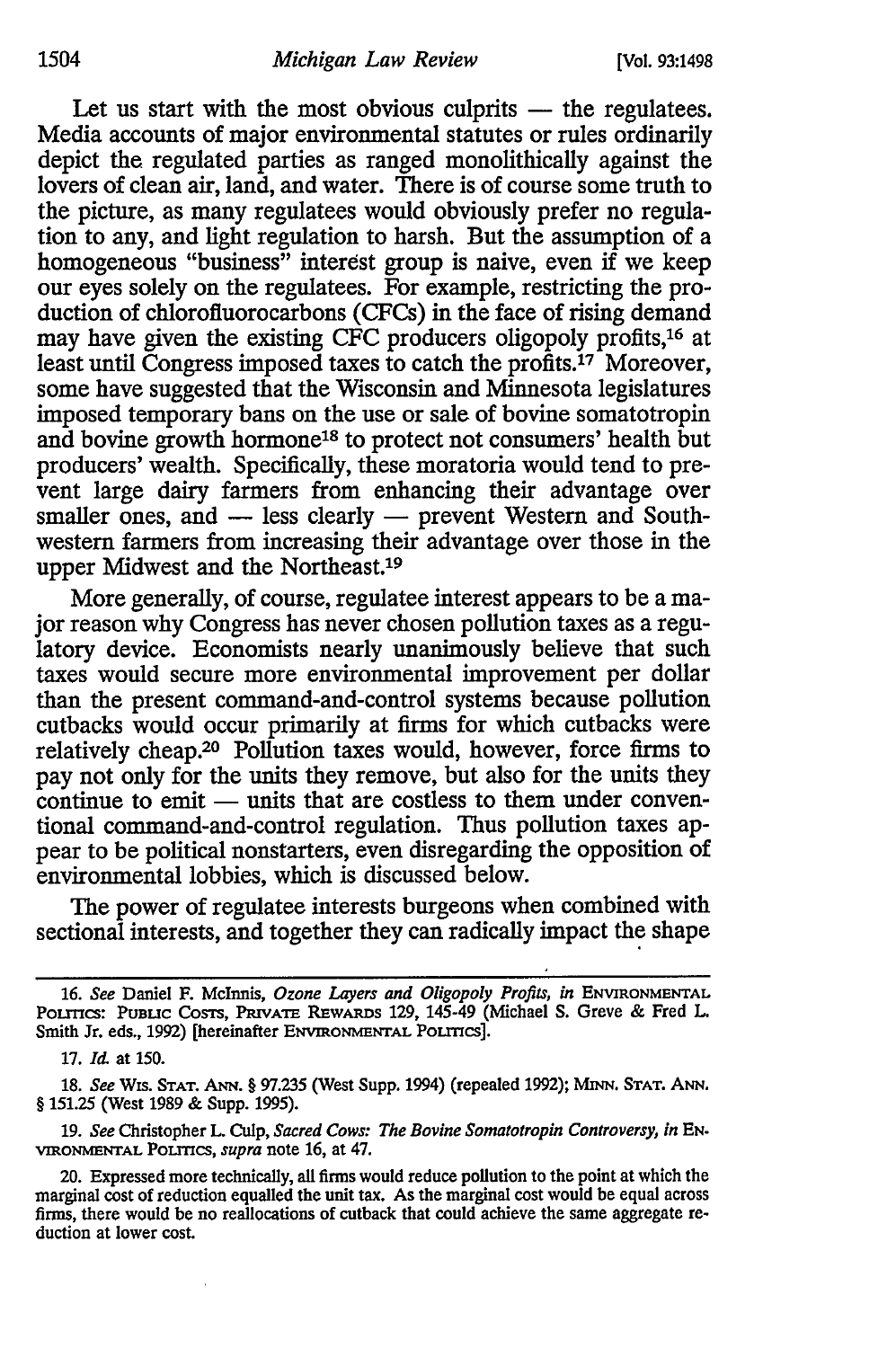Let us start with the most obvious culprits — the regulatees. Media accounts of major environmental statutes or rules ordinarily depict the regulated parties as ranged monolithically against the lovers of clean air, land, and water. There is of course some truth to the picture, as many regulatees would obviously prefer no regulation to any, and light regulation to harsh. But the assumption of a homogeneous "business" interest group is naive, even if we keep our eyes solely on the regulatees. For example, restricting the production of chlorofluorocarbons (CFCs) in the face of rising demand may have given the existing CFC producers oligopoly profits,[16] at least until Congress imposed taxes to catch the profits.[17] Moreover, some have suggested that the Wisconsin and Minnesota legislatures imposed temporary bans on the use or sale of bovine somatotropin and bovine growth hormone[18] to protect not consumers' health but producers' wealth. Specifically, these moratoria would tend to prevent large dairy farmers from enhancing their advantage over smaller ones, and — less clearly — prevent Western and Southwestern farmers from increasing their advantage over those in the upper Midwest and the Northeast.[19]

More generally, of course, regulatee interest appears to be a major reason why Congress has never chosen pollution taxes as a regulatory device. Economists nearly unanimously believe that such taxes would secure more environmental improvement per dollar than the present command-and-control systems because pollution cutbacks would occur primarily at firms for which cutbacks were relatively cheap.[20] Pollution taxes would, however, force firms to pay not only for the units they remove, but also for the units they continue to emit — units that are costless to them under conventional command-and-control regulation. Thus pollution taxes appear to be political nonstarters, even disregarding the opposition of environmental lobbies, which is discussed below.

The power of regulatee interests burgeons when combined with sectional interests, and together they can radically impact the shape

---

16. *See* Daniel F. McInnis, *Ozone Layers and Oligopoly Profits*, *in* ENVIRONMENTAL POLITICS: PUBLIC COSTS, PRIVATE REWARDS 129, 145-49 (Michael S. Greve & Fred L. Smith Jr. eds., 1992) [hereinafter ENVIRONMENTAL POLITICS].

17. *Id.* at 150.

18. *See* WIS. STAT. ANN. § 97.235 (West Supp. 1994) (repealed 1992); MINN. STAT. ANN. § 151.25 (West 1989 & Supp. 1995).

19. *See* Christopher L. Culp, *Sacred Cows: The Bovine Somatotropin Controversy*, *in* ENVIRONMENTAL POLITICS, *supra* note 16, at 47.

20. Expressed more technically, all firms would reduce pollution to the point at which the marginal cost of reduction equalled the unit tax. As the marginal cost would be equal across firms, there would be no reallocations of cutback that could achieve the same aggregate reduction at lower cost.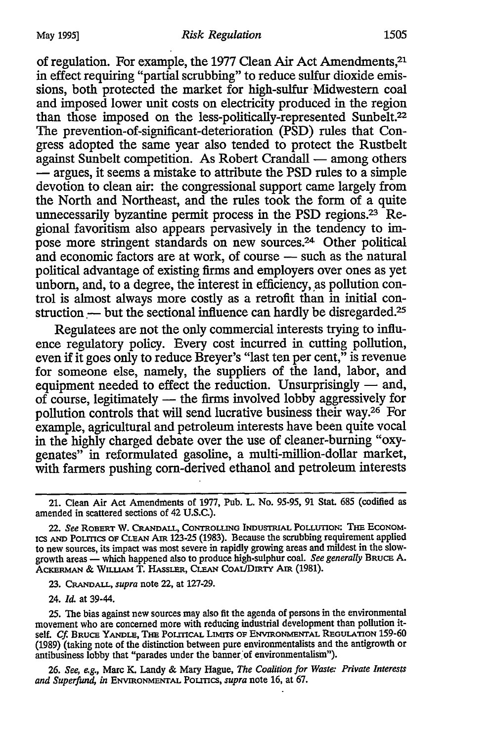of regulation. For example, the 1977 Clean Air Act Amendments,[21] in effect requiring "partial scrubbing" to reduce sulfur dioxide emissions, both protected the market for high-sulfur Midwestern coal and imposed lower unit costs on electricity produced in the region than those imposed on the less-politically-represented Sunbelt.[22] The prevention-of-significant-deterioration (PSD) rules that Congress adopted the same year also tended to protect the Rustbelt against Sunbelt competition. As Robert Crandall — among others — argues, it seems a mistake to attribute the PSD rules to a simple devotion to clean air: the congressional support came largely from the North and Northeast, and the rules took the form of a quite unnecessarily byzantine permit process in the PSD regions.[23] Regional favoritism also appears pervasively in the tendency to impose more stringent standards on new sources.[24] Other political and economic factors are at work, of course — such as the natural political advantage of existing firms and employers over ones as yet unborn, and, to a degree, the interest in efficiency, as pollution control is almost always more costly as a retrofit than in initial construction — but the sectional influence can hardly be disregarded.[25]

Regulatees are not the only commercial interests trying to influence regulatory policy. Every cost incurred in cutting pollution, even if it goes only to reduce Breyer's "last ten per cent," is revenue for someone else, namely, the suppliers of the land, labor, and equipment needed to effect the reduction. Unsurprisingly — and, of course, legitimately — the firms involved lobby aggressively for pollution controls that will send lucrative business their way.[26] For example, agricultural and petroleum interests have been quite vocal in the highly charged debate over the use of cleaner-burning "oxygenates" in reformulated gasoline, a multi-million-dollar market, with farmers pushing corn-derived ethanol and petroleum interests

---

21. Clean Air Act Amendments of 1977, Pub. L. No. 95-95, 91 Stat. 685 (codified as amended in scattered sections of 42 U.S.C.).

22. *See* Robert W. Crandall, Controlling Industrial Pollution: The Economics and Politics of Clean Air 123-25 (1983). Because the scrubbing requirement applied to new sources, its impact was most severe in rapidly growing areas and mildest in the slow-growth areas — which happened also to produce high-sulphur coal. *See generally* Bruce A. Ackerman & William T. Hassler, Clean Coal/Dirty Air (1981).

23. Crandall, *supra* note 22, at 127-29.

24. *Id.* at 39-44.

25. The bias against new sources may also fit the agenda of persons in the environmental movement who are concerned more with reducing industrial development than pollution itself. *Cf.* Bruce Yandle, The Political Limits of Environmental Regulation 159-60 (1989) (taking note of the distinction between pure environmentalists and the antigrowth or antibusiness lobby that "parades under the banner of environmentalism").

26. *See, e.g.*, Marc K. Landy & Mary Hague, *The Coalition for Waste: Private Interests and Superfund*, *in* Environmental Politics, *supra* note 16, at 67.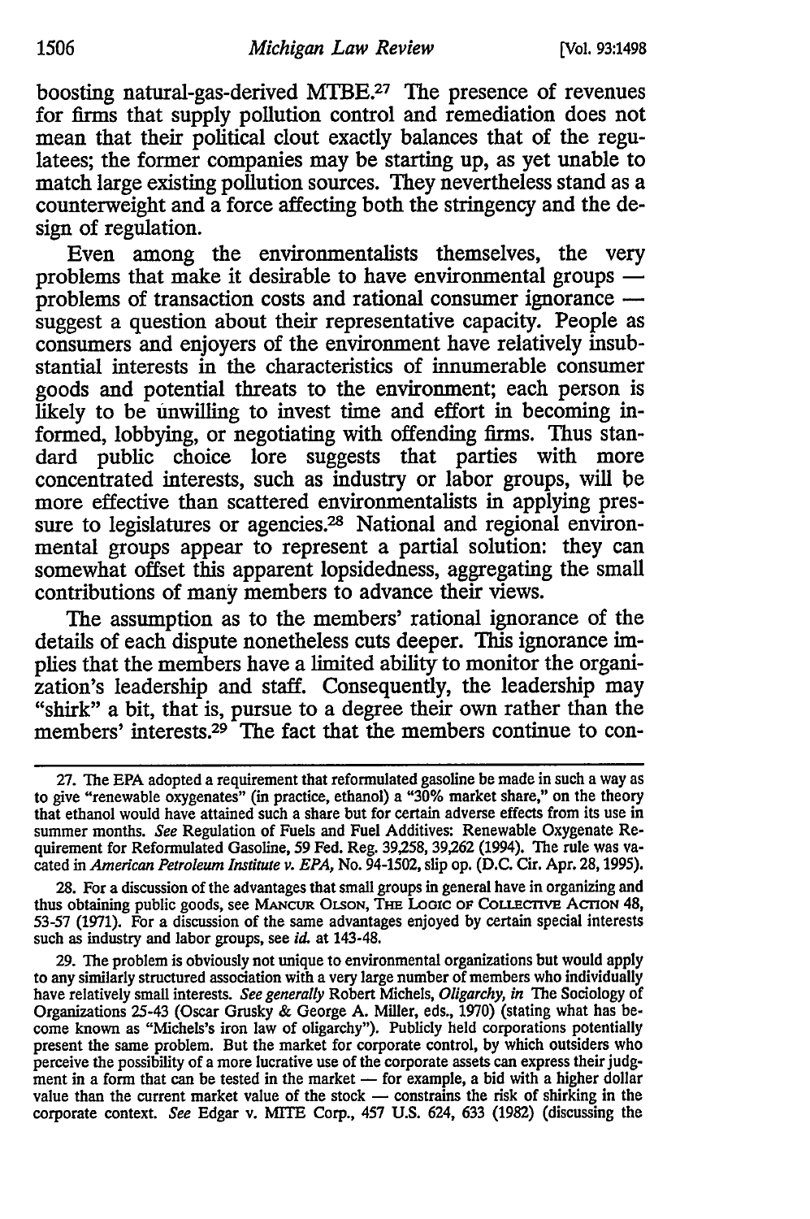boosting natural-gas-derived MTBE.[27] The presence of revenues for firms that supply pollution control and remediation does not mean that their political clout exactly balances that of the regulatees; the former companies may be starting up, as yet unable to match large existing pollution sources. They nevertheless stand as a counterweight and a force affecting both the stringency and the design of regulation.

Even among the environmentalists themselves, the very problems that make it desirable to have environmental groups — problems of transaction costs and rational consumer ignorance — suggest a question about their representative capacity. People as consumers and enjoyers of the environment have relatively insubstantial interests in the characteristics of innumerable consumer goods and potential threats to the environment; each person is likely to be unwilling to invest time and effort in becoming informed, lobbying, or negotiating with offending firms. Thus standard public choice lore suggests that parties with more concentrated interests, such as industry or labor groups, will be more effective than scattered environmentalists in applying pressure to legislatures or agencies.[28] National and regional environmental groups appear to represent a partial solution: they can somewhat offset this apparent lopsidedness, aggregating the small contributions of many members to advance their views.

The assumption as to the members' rational ignorance of the details of each dispute nonetheless cuts deeper. This ignorance implies that the members have a limited ability to monitor the organization's leadership and staff. Consequently, the leadership may "shirk" a bit, that is, pursue to a degree their own rather than the members' interests.[29] The fact that the members continue to con-

---

27. The EPA adopted a requirement that reformulated gasoline be made in such a way as to give "renewable oxygenates" (in practice, ethanol) a "30% market share," on the theory that ethanol would have attained such a share but for certain adverse effects from its use in summer months. *See* Regulation of Fuels and Fuel Additives: Renewable Oxygenate Requirement for Reformulated Gasoline, 59 Fed. Reg. 39,258, 39,262 (1994). The rule was vacated in *American Petroleum Institute v. EPA*, No. 94-1502, slip op. (D.C. Cir. Apr. 28, 1995).

28. For a discussion of the advantages that small groups in general have in organizing and thus obtaining public goods, see MANCUR OLSON, THE LOGIC OF COLLECTIVE ACTION 48, 53-57 (1971). For a discussion of the same advantages enjoyed by certain special interests such as industry and labor groups, see *id.* at 143-48.

29. The problem is obviously not unique to environmental organizations but would apply to any similarly structured association with a very large number of members who individually have relatively small interests. *See generally* Robert Michels, *Oligarchy, in* The Sociology of Organizations 25-43 (Oscar Grusky & George A. Miller, eds., 1970) (stating what has become known as "Michels's iron law of oligarchy"). Publicly held corporations potentially present the same problem. But the market for corporate control, by which outsiders who perceive the possibility of a more lucrative use of the corporate assets can express their judgment in a form that can be tested in the market — for example, a bid with a higher dollar value than the current market value of the stock — constrains the risk of shirking in the corporate context. *See* Edgar v. MITE Corp., 457 U.S. 624, 633 (1982) (discussing the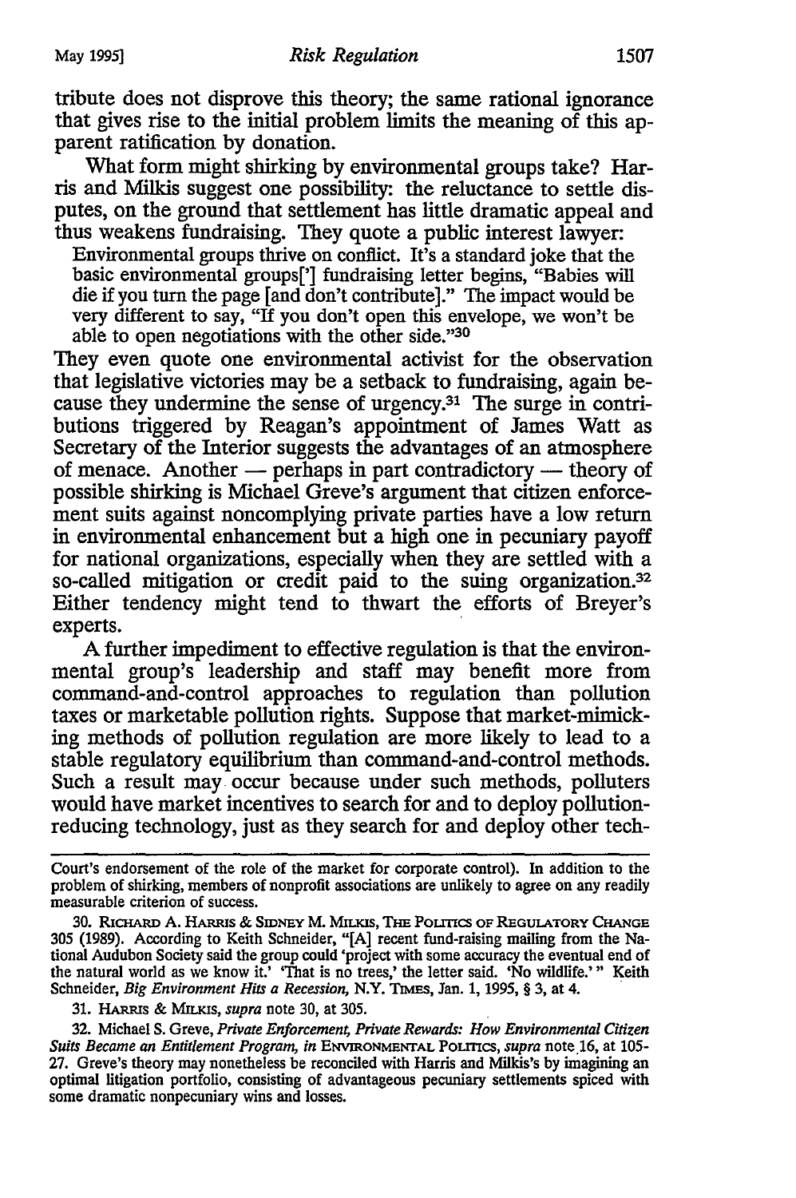tribute does not disprove this theory; the same rational ignorance that gives rise to the initial problem limits the meaning of this apparent ratification by donation.

What form might shirking by environmental groups take? Harris and Milkis suggest one possibility: the reluctance to settle disputes, on the ground that settlement has little dramatic appeal and thus weakens fundraising. They quote a public interest lawyer:

> Environmental groups thrive on conflict. It's a standard joke that the basic environmental groups['] fundraising letter begins, "Babies will die if you turn the page [and don't contribute]." The impact would be very different to say, "If you don't open this envelope, we won't be able to open negotiations with the other side."[30]

They even quote one environmental activist for the observation that legislative victories may be a setback to fundraising, again because they undermine the sense of urgency.[31] The surge in contributions triggered by Reagan's appointment of James Watt as Secretary of the Interior suggests the advantages of an atmosphere of menace. Another — perhaps in part contradictory — theory of possible shirking is Michael Greve's argument that citizen enforcement suits against noncomplying private parties have a low return in environmental enhancement but a high one in pecuniary payoff for national organizations, especially when they are settled with a so-called mitigation or credit paid to the suing organization.[32] Either tendency might tend to thwart the efforts of Breyer's experts.

A further impediment to effective regulation is that the environmental group's leadership and staff may benefit more from command-and-control approaches to regulation than pollution taxes or marketable pollution rights. Suppose that market-mimicking methods of pollution regulation are more likely to lead to a stable regulatory equilibrium than command-and-control methods. Such a result may occur because under such methods, polluters would have market incentives to search for and to deploy pollution-reducing technology, just as they search for and deploy other tech-

---

Court's endorsement of the role of the market for corporate control). In addition to the problem of shirking, members of nonprofit associations are unlikely to agree on any readily measurable criterion of success.

30. Richard A. Harris & Sidney M. Milkis, The Politics of Regulatory Change 305 (1989). According to Keith Schneider, "[A] recent fund-raising mailing from the National Audubon Society said the group could 'project with some accuracy the eventual end of the natural world as we know it.' 'That is no trees,' the letter said. 'No wildlife.'" Keith Schneider, *Big Environment Hits a Recession*, N.Y. Times, Jan. 1, 1995, § 3, at 4.

31. Harris & Milkis, *supra* note 30, at 305.

32. Michael S. Greve, *Private Enforcement, Private Rewards: How Environmental Citizen Suits Became an Entitlement Program*, *in* Environmental Politics, *supra* note 16, at 105-27. Greve's theory may nonetheless be reconciled with Harris and Milkis's by imagining an optimal litigation portfolio, consisting of advantageous pecuniary settlements spiced with some dramatic nonpecuniary wins and losses.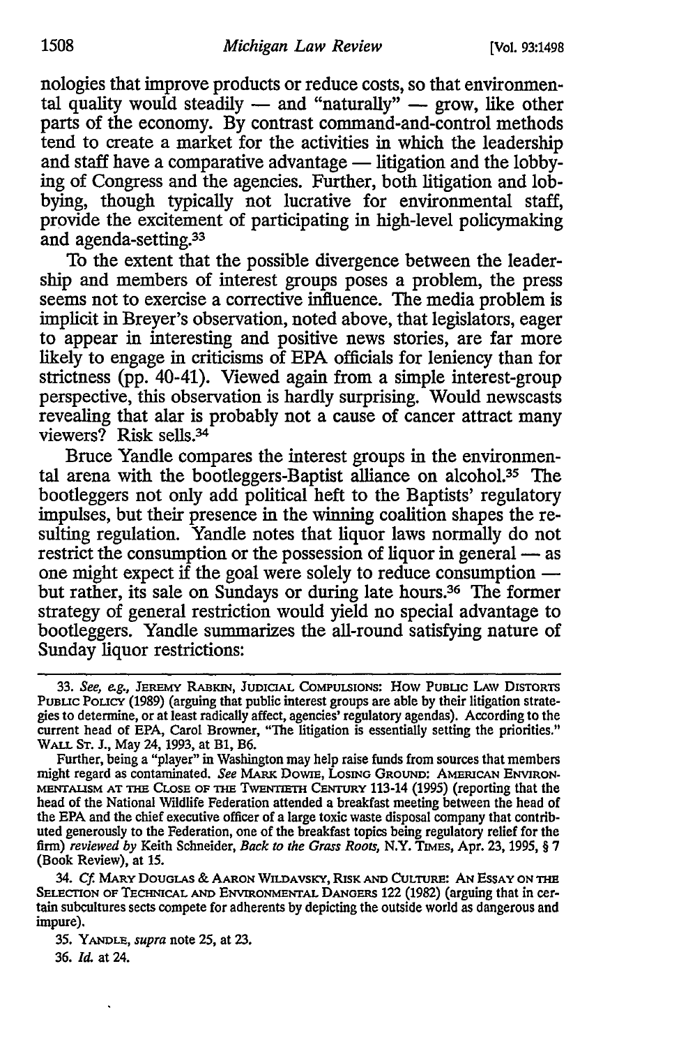nologies that improve products or reduce costs, so that environmental quality would steadily — and "naturally" — grow, like other parts of the economy. By contrast command-and-control methods tend to create a market for the activities in which the leadership and staff have a comparative advantage — litigation and the lobbying of Congress and the agencies. Further, both litigation and lobbying, though typically not lucrative for environmental staff, provide the excitement of participating in high-level policymaking and agenda-setting.[33]

To the extent that the possible divergence between the leadership and members of interest groups poses a problem, the press seems not to exercise a corrective influence. The media problem is implicit in Breyer's observation, noted above, that legislators, eager to appear in interesting and positive news stories, are far more likely to engage in criticisms of EPA officials for leniency than for strictness (pp. 40-41). Viewed again from a simple interest-group perspective, this observation is hardly surprising. Would newscasts revealing that alar is probably not a cause of cancer attract many viewers? Risk sells.[34]

Bruce Yandle compares the interest groups in the environmental arena with the bootleggers-Baptist alliance on alcohol.[35] The bootleggers not only add political heft to the Baptists' regulatory impulses, but their presence in the winning coalition shapes the resulting regulation. Yandle notes that liquor laws normally do not restrict the consumption or the possession of liquor in general — as one might expect if the goal were solely to reduce consumption — but rather, its sale on Sundays or during late hours.[36] The former strategy of general restriction would yield no special advantage to bootleggers. Yandle summarizes the all-round satisfying nature of Sunday liquor restrictions:

---

33. *See, e.g.*, JEREMY RABKIN, JUDICIAL COMPULSIONS: HOW PUBLIC LAW DISTORTS PUBLIC POLICY (1989) (arguing that public interest groups are able by their litigation strategies to determine, or at least radically affect, agencies' regulatory agendas). According to the current head of EPA, Carol Browner, "The litigation is essentially setting the priorities." WALL ST. J., May 24, 1993, at B1, B6.

Further, being a "player" in Washington may help raise funds from sources that members might regard as contaminated. *See* MARK DOWIE, LOSING GROUND: AMERICAN ENVIRONMENTALISM AT THE CLOSE OF THE TWENTIETH CENTURY 113-14 (1995) (reporting that the head of the National Wildlife Federation attended a breakfast meeting between the head of the EPA and the chief executive officer of a large toxic waste disposal company that contributed generously to the Federation, one of the breakfast topics being regulatory relief for the firm) *reviewed by* Keith Schneider, *Back to the Grass Roots*, N.Y. TIMES, Apr. 23, 1995, § 7 (Book Review), at 15.

34. *Cf.* MARY DOUGLAS & AARON WILDAVSKY, RISK AND CULTURE: AN ESSAY ON THE SELECTION OF TECHNICAL AND ENVIRONMENTAL DANGERS 122 (1982) (arguing that in certain subcultures sects compete for adherents by depicting the outside world as dangerous and impure).

35. YANDLE, *supra* note 25, at 23.

36. *Id.* at 24.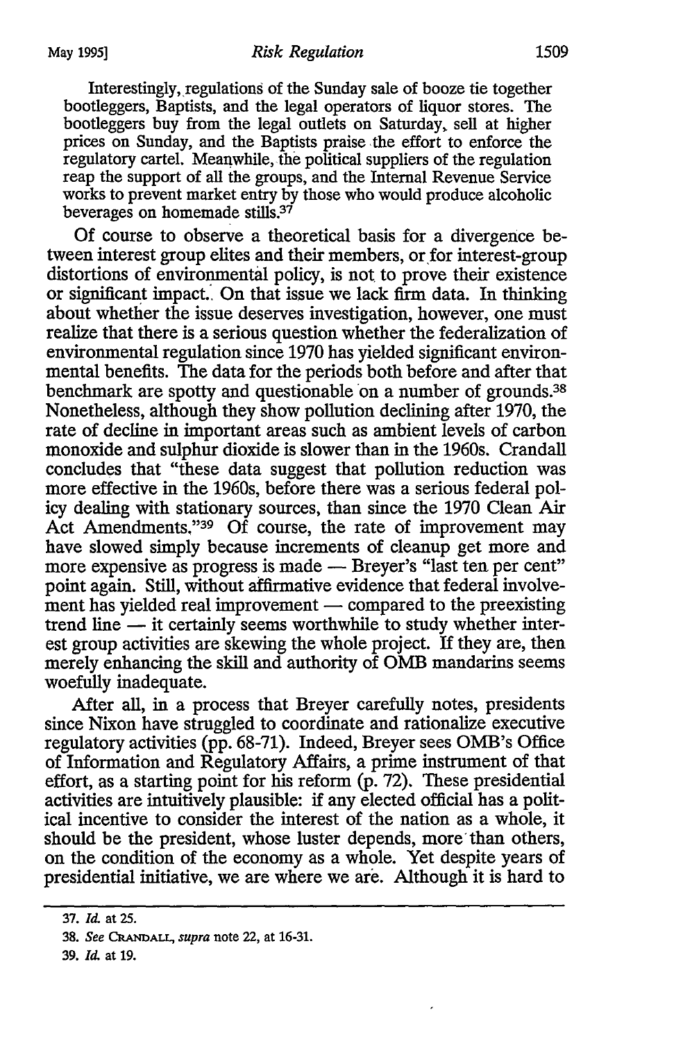Interestingly, regulations of the Sunday sale of booze tie together bootleggers, Baptists, and the legal operators of liquor stores. The bootleggers buy from the legal outlets on Saturday, sell at higher prices on Sunday, and the Baptists praise the effort to enforce the regulatory cartel. Meanwhile, the political suppliers of the regulation reap the support of all the groups, and the Internal Revenue Service works to prevent market entry by those who would produce alcoholic beverages on homemade stills.[37]

Of course to observe a theoretical basis for a divergence between interest group elites and their members, or for interest-group distortions of environmental policy, is not to prove their existence or significant impact. On that issue we lack firm data. In thinking about whether the issue deserves investigation, however, one must realize that there is a serious question whether the federalization of environmental regulation since 1970 has yielded significant environmental benefits. The data for the periods both before and after that benchmark are spotty and questionable on a number of grounds.[38] Nonetheless, although they show pollution declining after 1970, the rate of decline in important areas such as ambient levels of carbon monoxide and sulphur dioxide is slower than in the 1960s. Crandall concludes that "these data suggest that pollution reduction was more effective in the 1960s, before there was a serious federal policy dealing with stationary sources, than since the 1970 Clean Air Act Amendments."[39] Of course, the rate of improvement may have slowed simply because increments of cleanup get more and more expensive as progress is made — Breyer's "last ten per cent" point again. Still, without affirmative evidence that federal involvement has yielded real improvement — compared to the preexisting trend line — it certainly seems worthwhile to study whether interest group activities are skewing the whole project. If they are, then merely enhancing the skill and authority of OMB mandarins seems woefully inadequate.

After all, in a process that Breyer carefully notes, presidents since Nixon have struggled to coordinate and rationalize executive regulatory activities (pp. 68-71). Indeed, Breyer sees OMB's Office of Information and Regulatory Affairs, a prime instrument of that effort, as a starting point for his reform (p. 72). These presidential activities are intuitively plausible: if any elected official has a political incentive to consider the interest of the nation as a whole, it should be the president, whose luster depends, more than others, on the condition of the economy as a whole. Yet despite years of presidential initiative, we are where we are. Although it is hard to

---

37. *Id.* at 25.

38. *See* CRANDALL, *supra* note 22, at 16-31.

39. *Id.* at 19.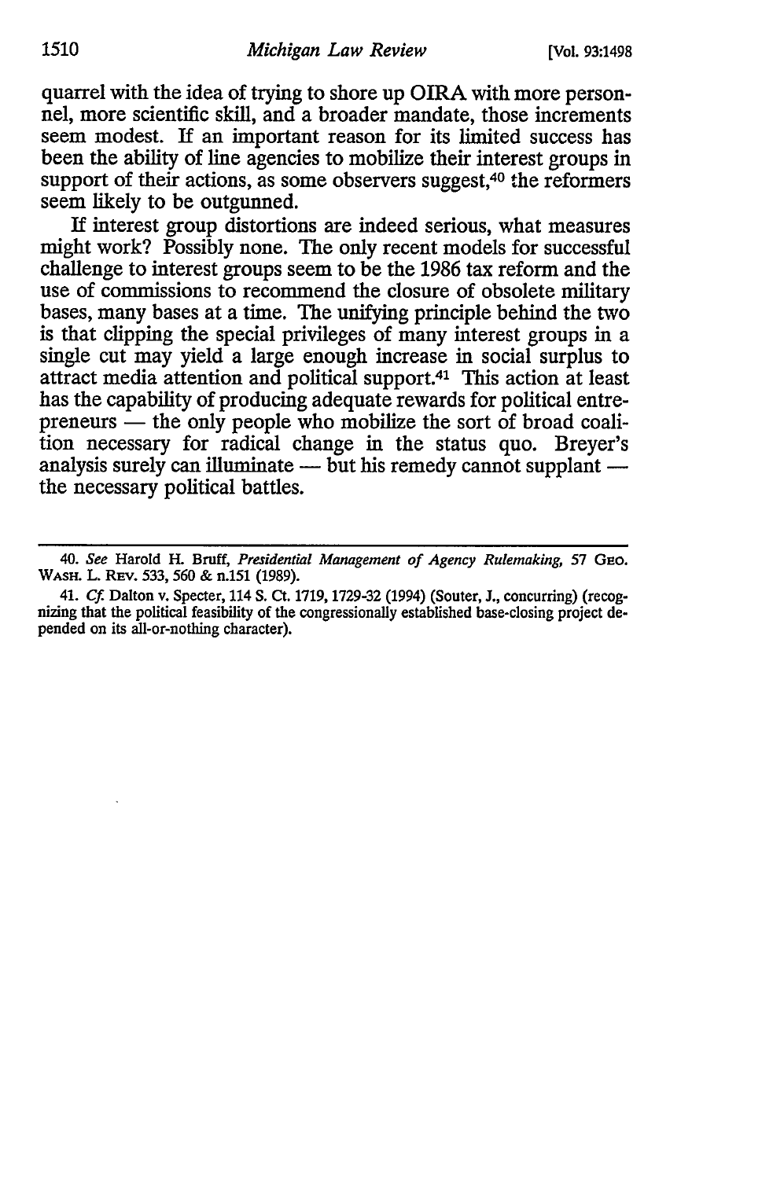quarrel with the idea of trying to shore up OIRA with more personnel, more scientific skill, and a broader mandate, those increments seem modest. If an important reason for its limited success has been the ability of line agencies to mobilize their interest groups in support of their actions, as some observers suggest,[40] the reformers seem likely to be outgunned.

If interest group distortions are indeed serious, what measures might work? Possibly none. The only recent models for successful challenge to interest groups seem to be the 1986 tax reform and the use of commissions to recommend the closure of obsolete military bases, many bases at a time. The unifying principle behind the two is that clipping the special privileges of many interest groups in a single cut may yield a large enough increase in social surplus to attract media attention and political support.[41] This action at least has the capability of producing adequate rewards for political entrepreneurs — the only people who mobilize the sort of broad coalition necessary for radical change in the status quo. Breyer's analysis surely can illuminate — but his remedy cannot supplant — the necessary political battles.

---

40. *See* Harold H. Bruff, *Presidential Management of Agency Rulemaking*, 57 GEO. WASH. L. REV. 533, 560 & n.151 (1989).

41. *Cf.* Dalton v. Specter, 114 S. Ct. 1719, 1729-32 (1994) (Souter, J., concurring) (recognizing that the political feasibility of the congressionally established base-closing project depended on its all-or-nothing character).